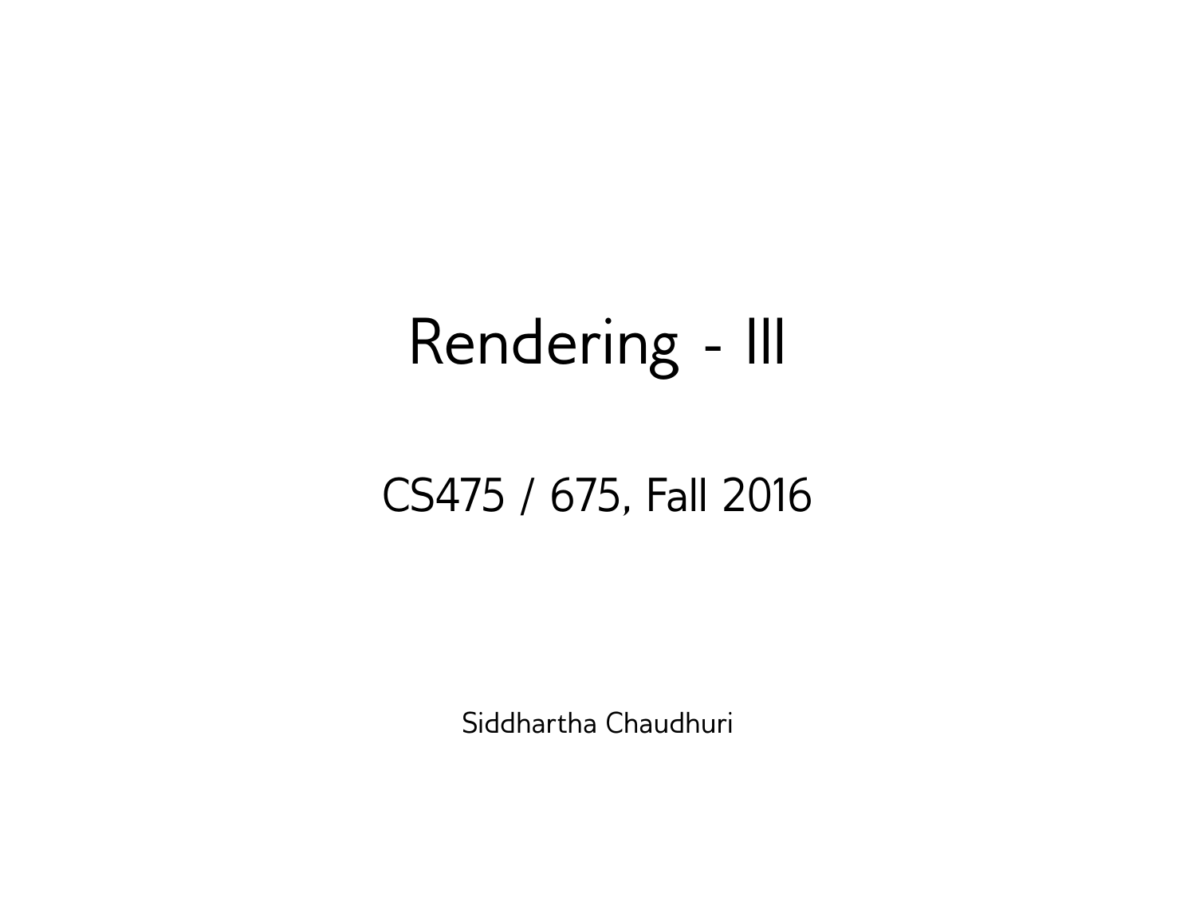# Rendering - III

CS475 / 675, Fall 2016

Siddhartha Chaudhuri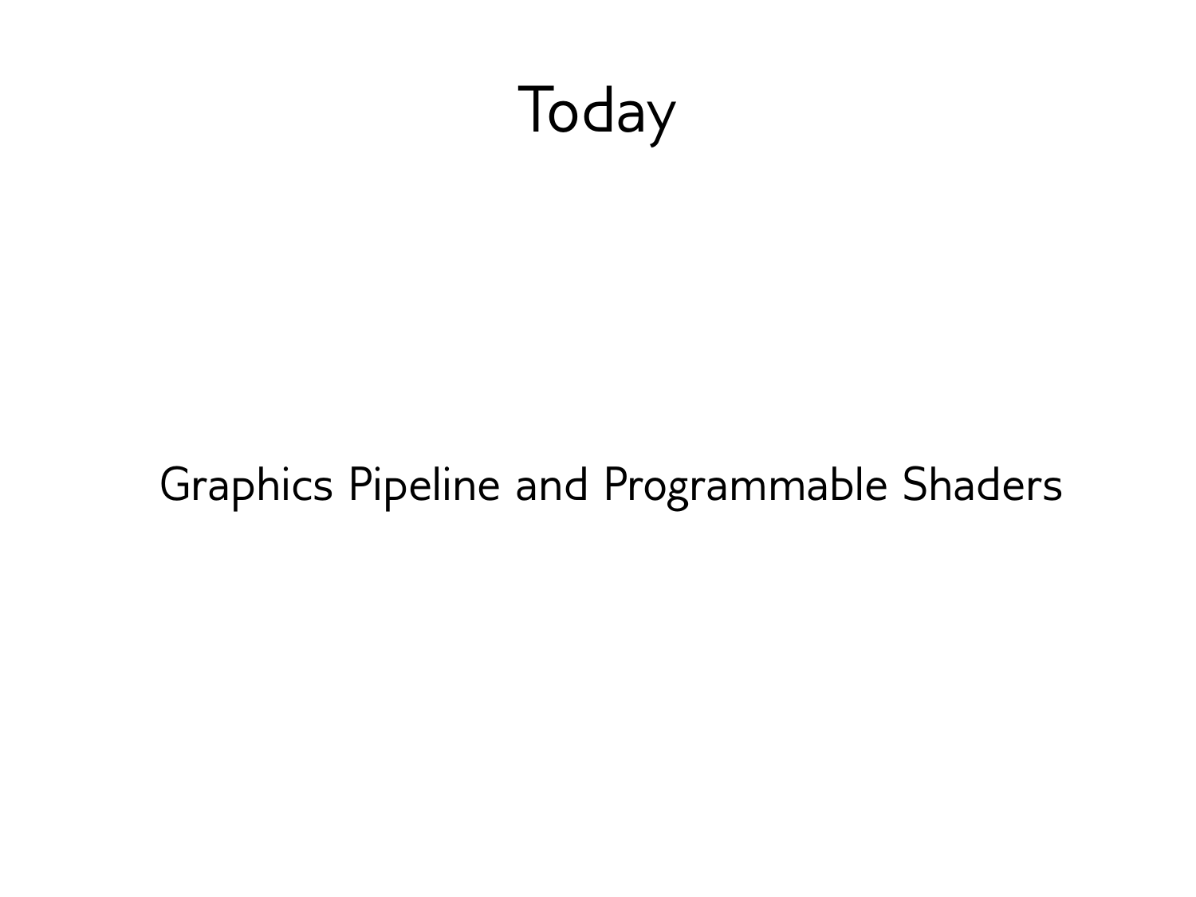# Today

Graphics Pipeline and Programmable Shaders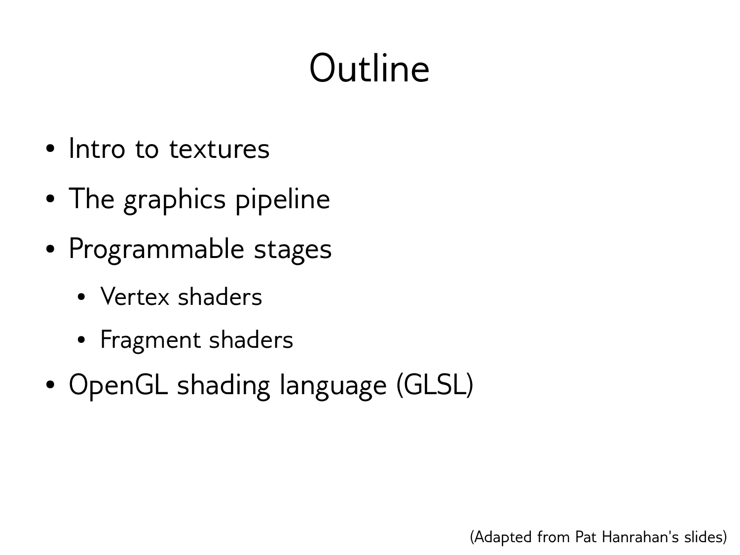# Outline

- Intro to textures
- The graphics pipeline
- Programmable stages
  - Vertex shaders
  - Fragment shaders
- OpenGL shading language (GLSL)

(Adapted from Pat Hanrahan's slides)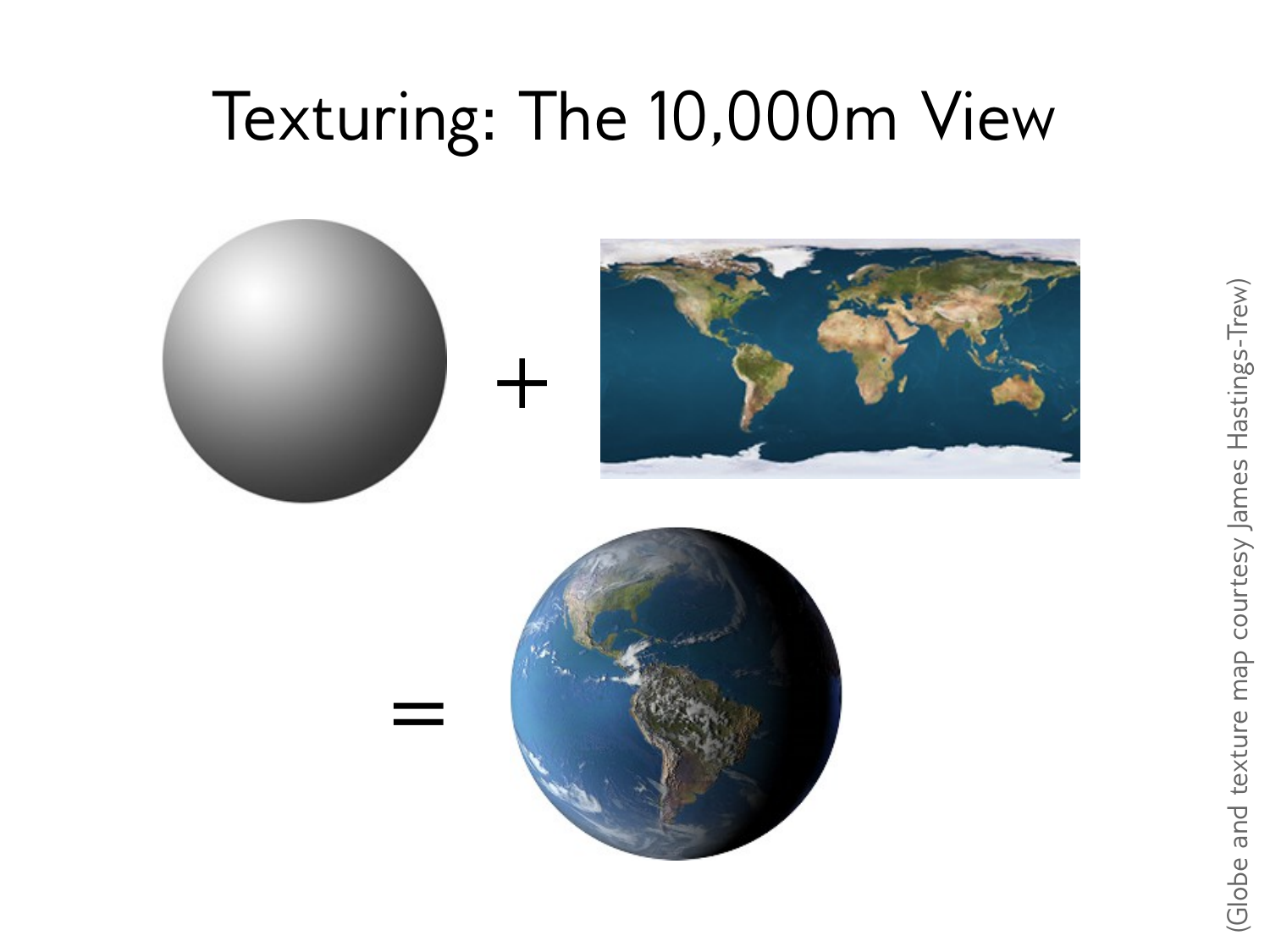# Texturing: The 10,000m View

+

=

(Globe and texture map courtesy James Hastings-Trew)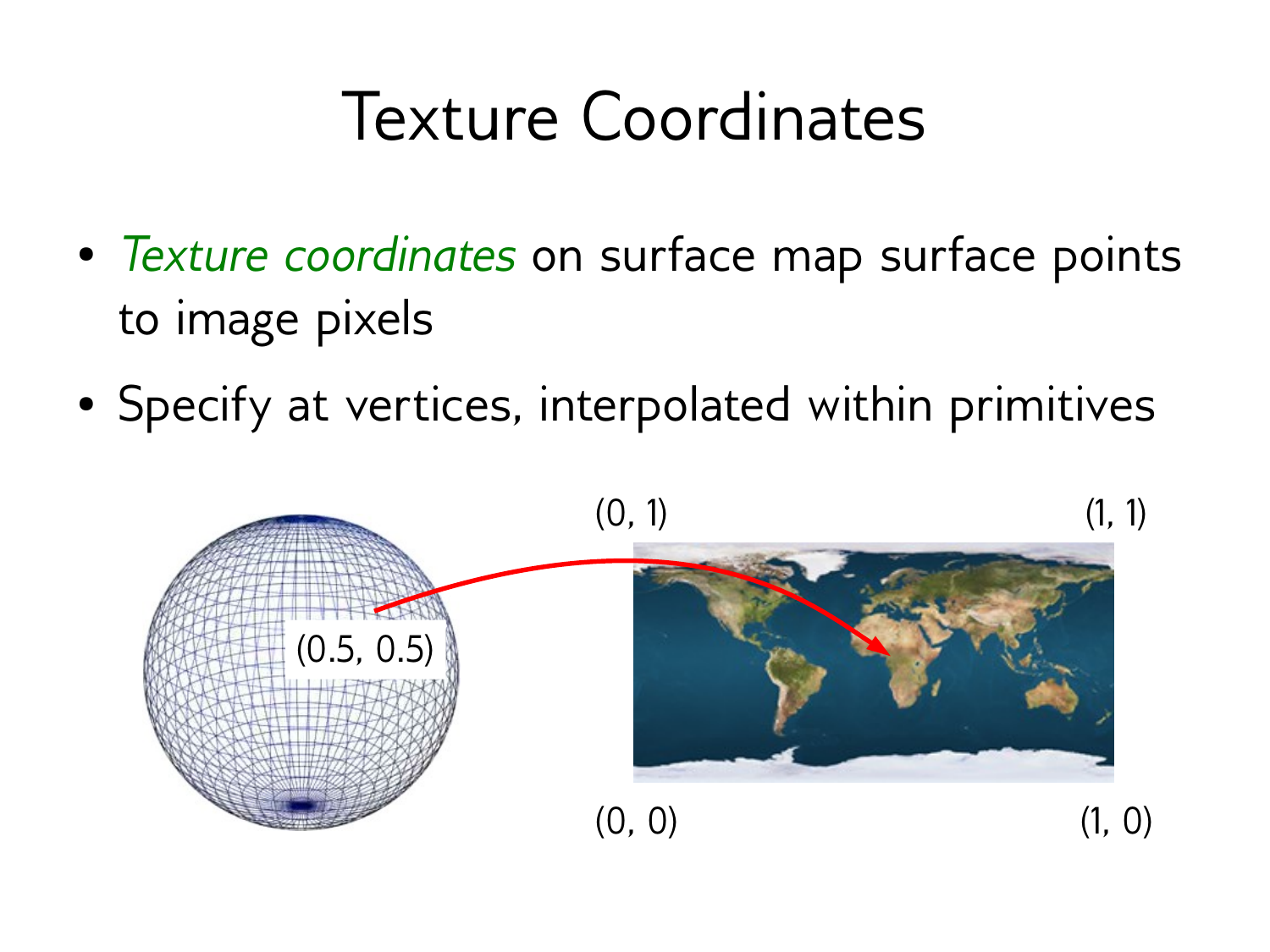# Texture Coordinates

- *Texture coordinates* on surface map surface points to image pixels
- Specify at vertices, interpolated within primitives

(0.5, 0.5)

(0, 1) (1, 1)

(0, 0) (1, 0)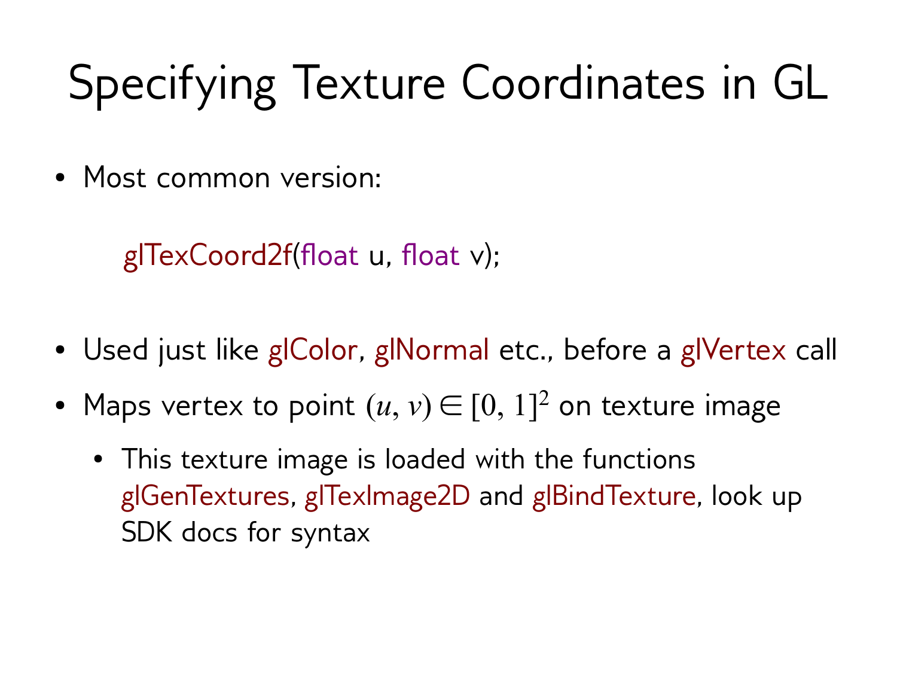# Specifying Texture Coordinates in GL

- Most common version:

```
glTexCoord2f(float u, float v);
```

- Used just like glColor, glNormal etc., before a glVertex call
- Maps vertex to point $(u, v) \in [0, 1]^2$ on texture image
  - This texture image is loaded with the functions glGenTextures, glTexImage2D and glBindTexture, look up SDK docs for syntax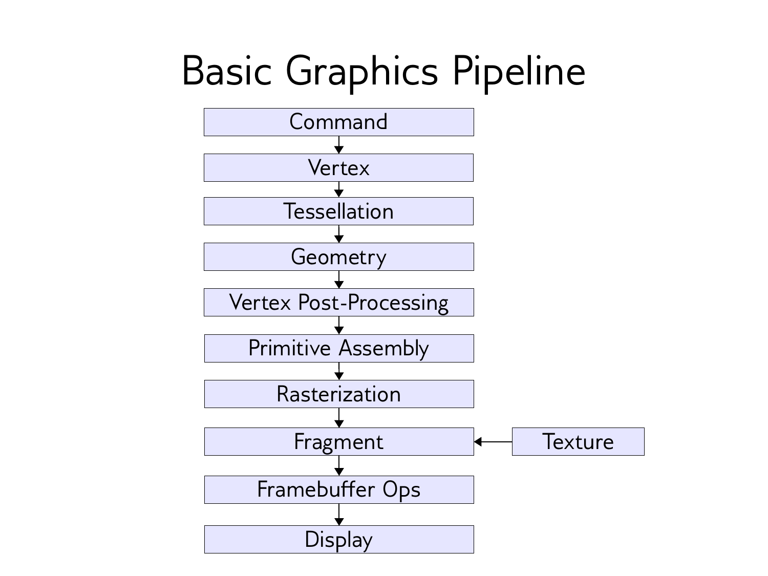# Basic Graphics Pipeline

- Command
- Vertex
- Tessellation
- Geometry
- Vertex Post-Processing
- Primitive Assembly
- Rasterization
- Fragment ← Texture
- Framebuffer Ops
- Display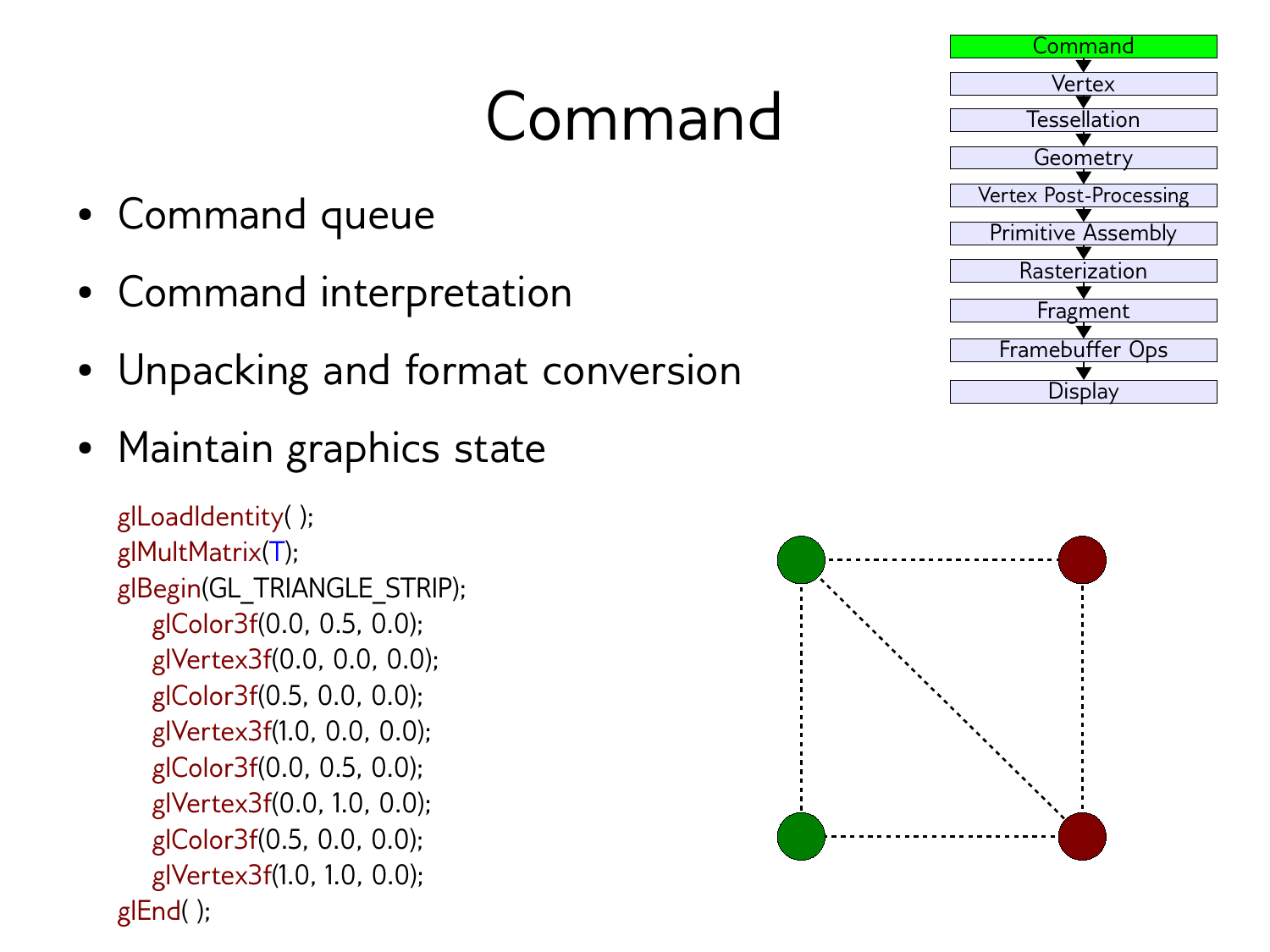# Command

- Command queue
- Command interpretation
- Unpacking and format conversion
- Maintain graphics state

```
glLoadIdentity( );
glMultMatrix(T);
glBegin(GL_TRIANGLE_STRIP);
    glColor3f(0.0, 0.5, 0.0);
    glVertex3f(0.0, 0.0, 0.0);
    glColor3f(0.5, 0.0, 0.0);
    glVertex3f(1.0, 0.0, 0.0);
    glColor3f(0.0, 0.5, 0.0);
    glVertex3f(0.0, 1.0, 0.0);
    glColor3f(0.5, 0.0, 0.0);
    glVertex3f(1.0, 1.0, 0.0);
glEnd( );
```

Command → Vertex → Tessellation → Geometry → Vertex Post-Processing → Primitive Assembly → Rasterization → Fragment → Framebuffer Ops → Display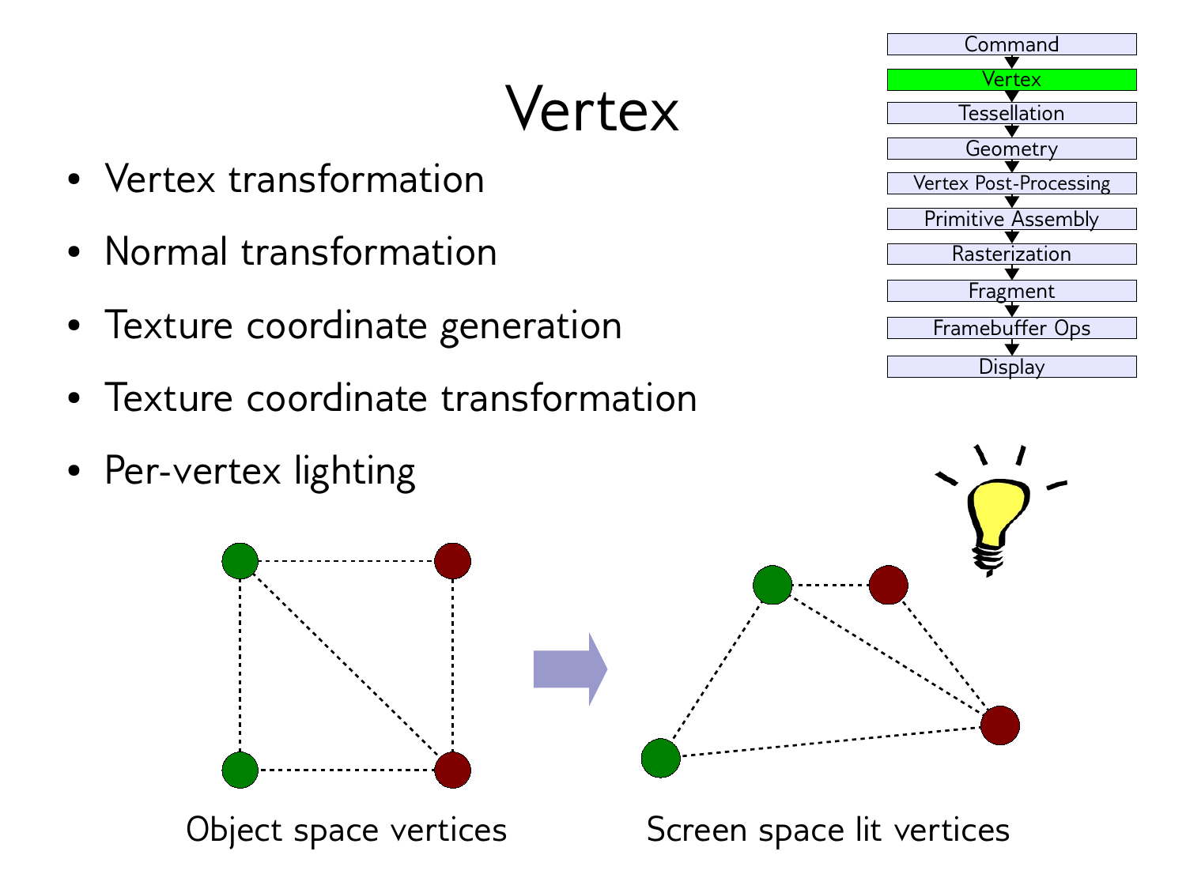# Vertex

- Vertex transformation
- Normal transformation
- Texture coordinate generation
- Texture coordinate transformation
- Per-vertex lighting

Command
Vertex
Tessellation
Geometry
Vertex Post-Processing
Primitive Assembly
Rasterization
Fragment
Framebuffer Ops
Display

Object space vertices

Screen space lit vertices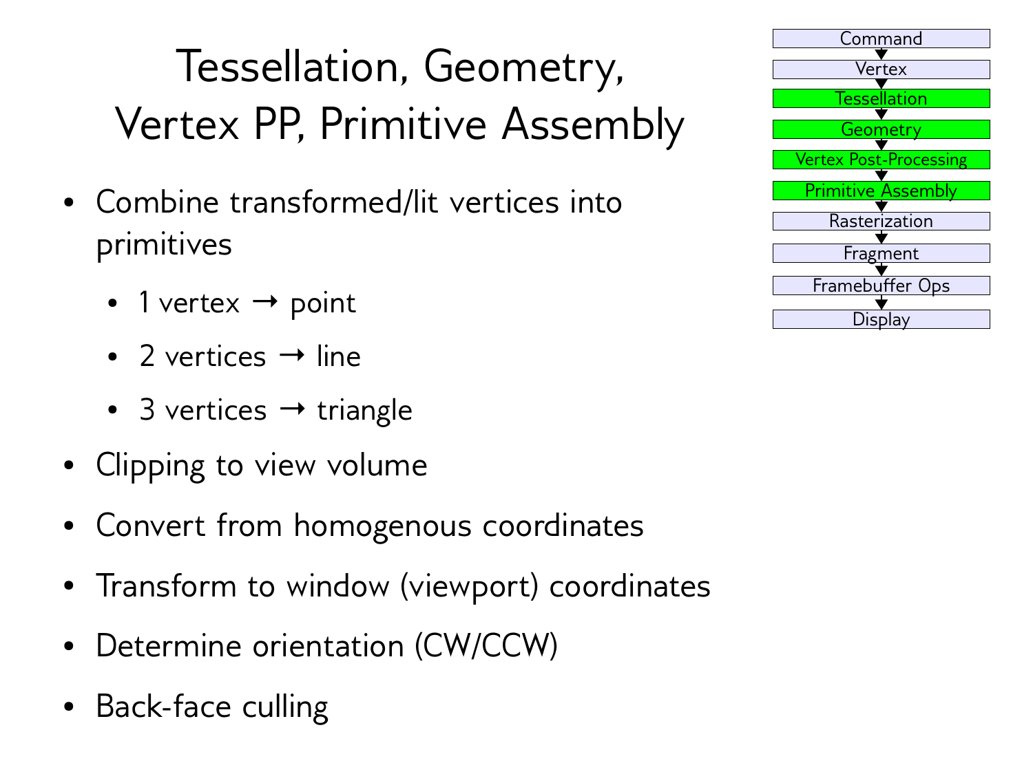# Tessellation, Geometry, Vertex PP, Primitive Assembly

- Combine transformed/lit vertices into primitives
  - 1 vertex → point
  - 2 vertices → line
  - 3 vertices → triangle
- Clipping to view volume
- Convert from homogenous coordinates
- Transform to window (viewport) coordinates
- Determine orientation (CW/CCW)
- Back-face culling

Command → Vertex → **Tessellation** → **Geometry** → **Vertex Post-Processing** → **Primitive Assembly** → Rasterization → Fragment → Framebuffer Ops → Display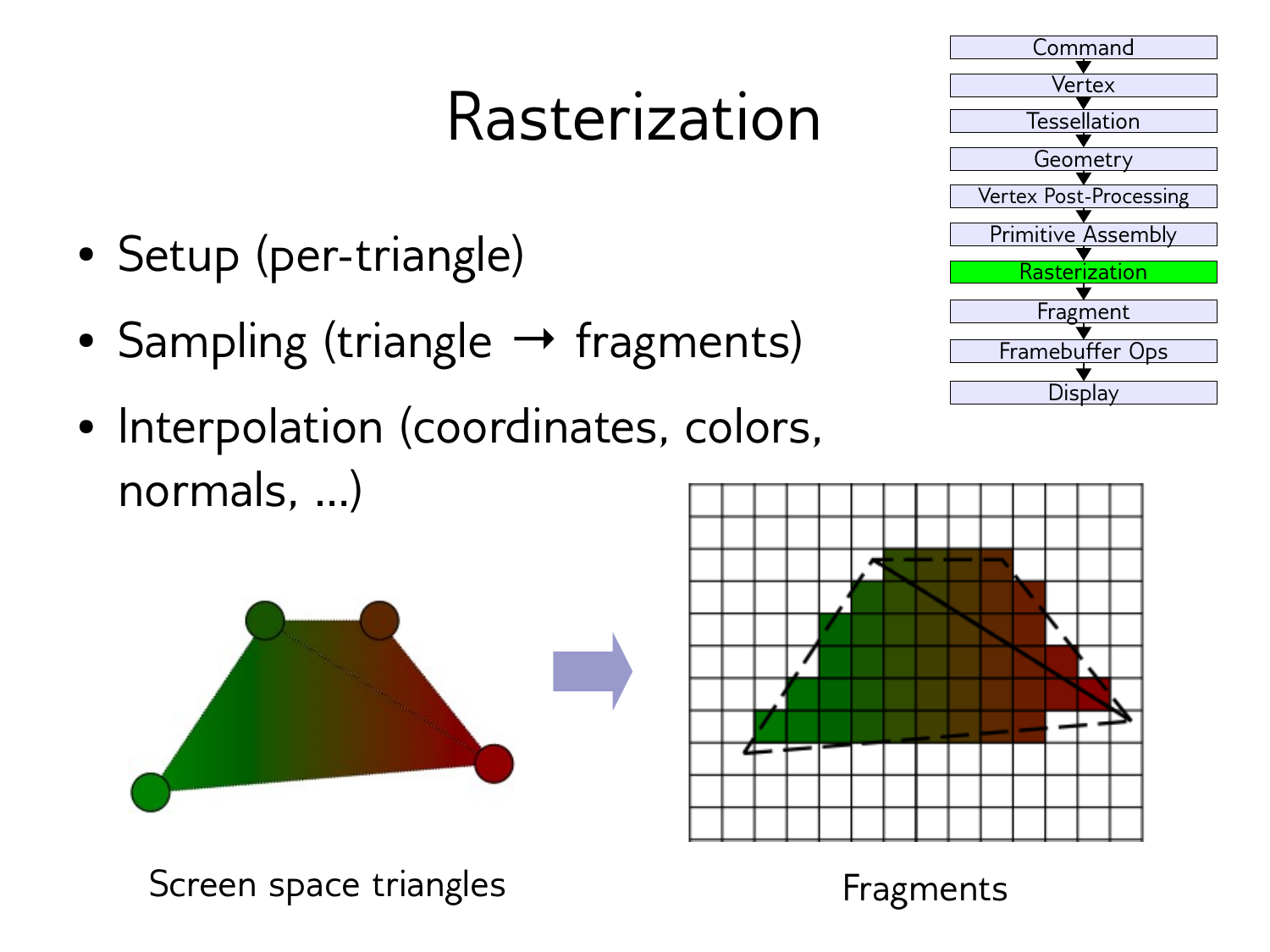# Rasterization

- Setup (per-triangle)
- Sampling (triangle → fragments)
- Interpolation (coordinates, colors, normals, ...)

Command → Vertex → Tessellation → Geometry → Vertex Post-Processing → Primitive Assembly → **Rasterization** → Fragment → Framebuffer Ops → Display

Screen space triangles

Fragments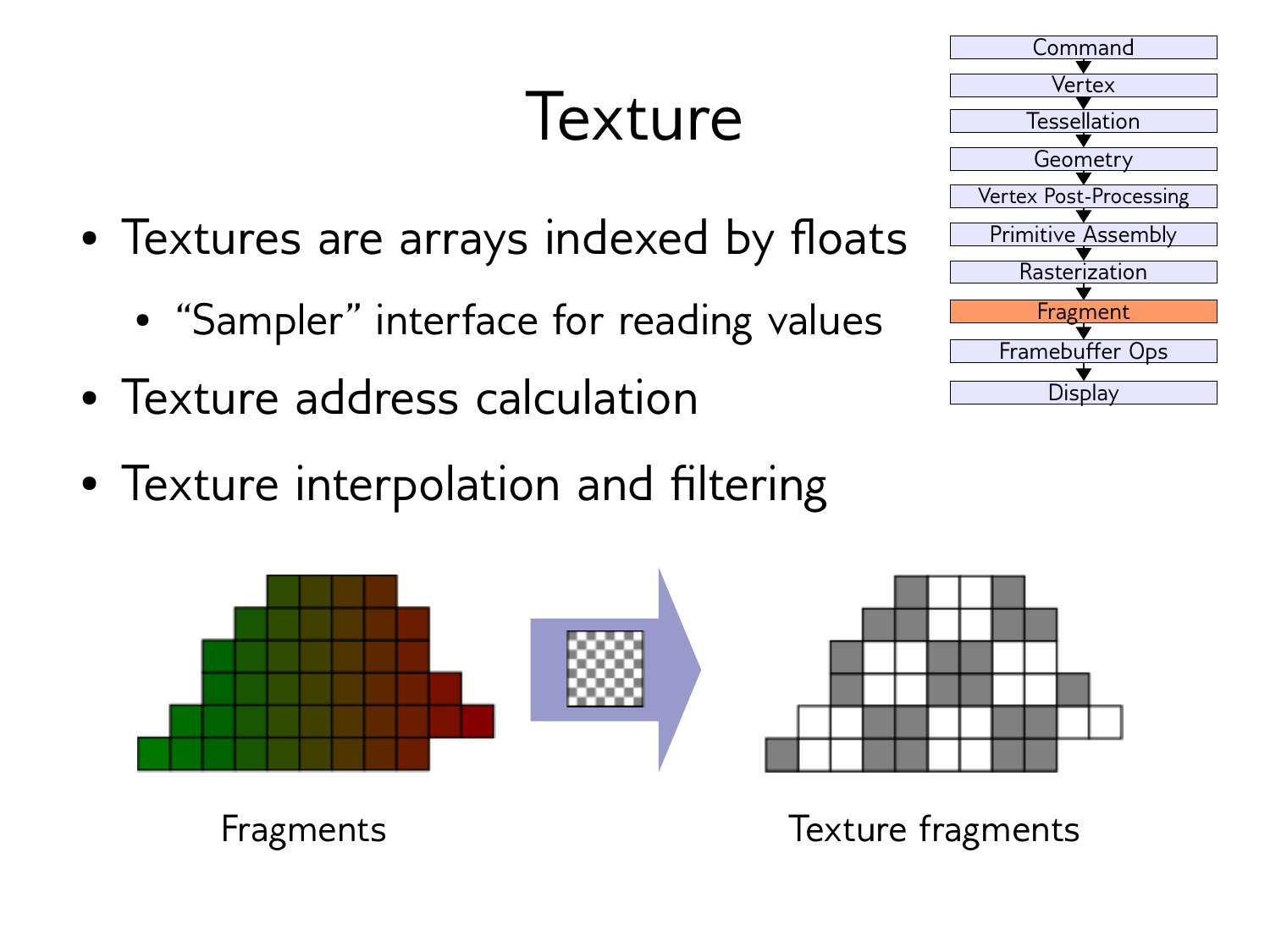# Texture

- Textures are arrays indexed by floats
  - “Sampler” interface for reading values
- Texture address calculation
- Texture interpolation and filtering

Command → Vertex → Tessellation → Geometry → Vertex Post-Processing → Primitive Assembly → Rasterization → **Fragment** → Framebuffer Ops → Display

Fragments → Texture fragments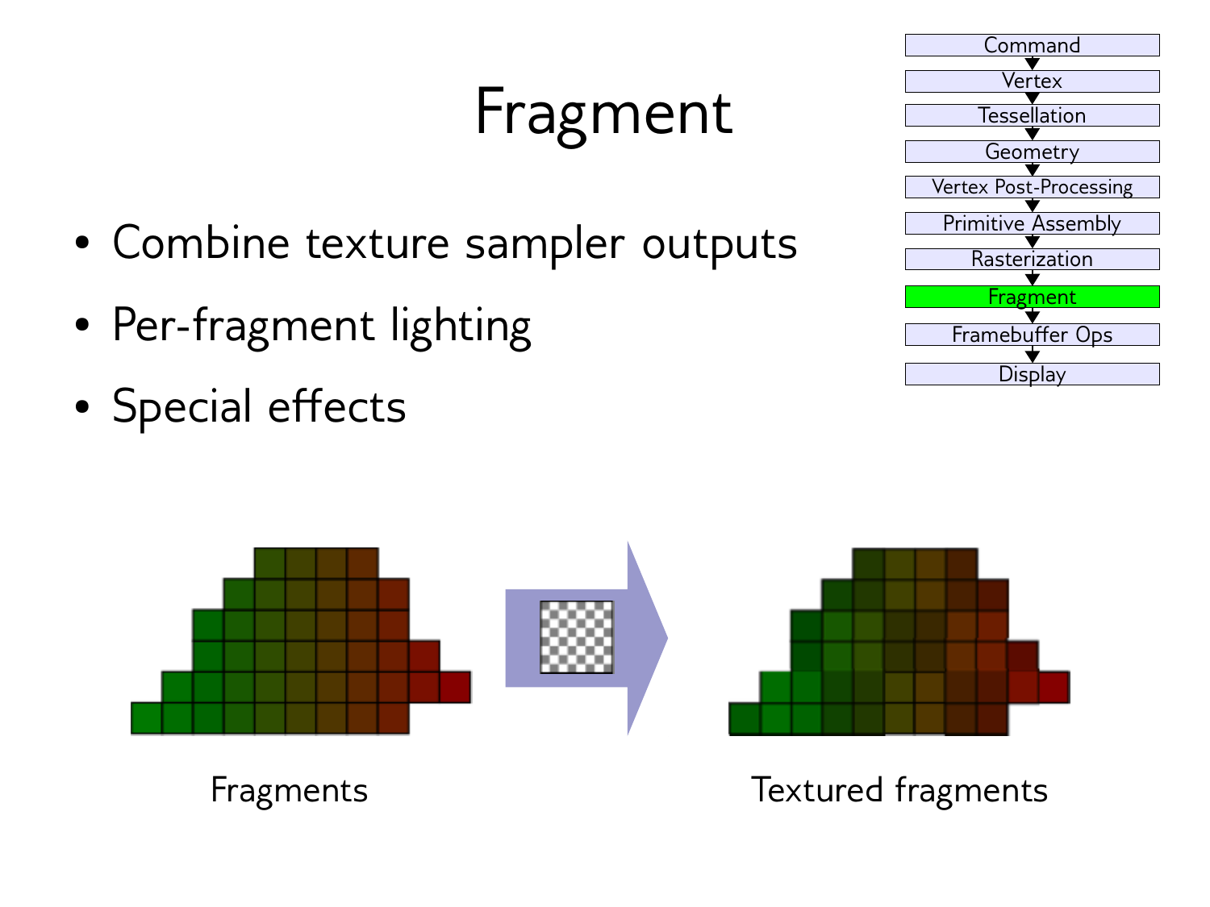# Fragment

- Combine texture sampler outputs
- Per-fragment lighting
- Special effects

Command → Vertex → Tessellation → Geometry → Vertex Post-Processing → Primitive Assembly → Rasterization → **Fragment** → Framebuffer Ops → Display

Fragments

Textured fragments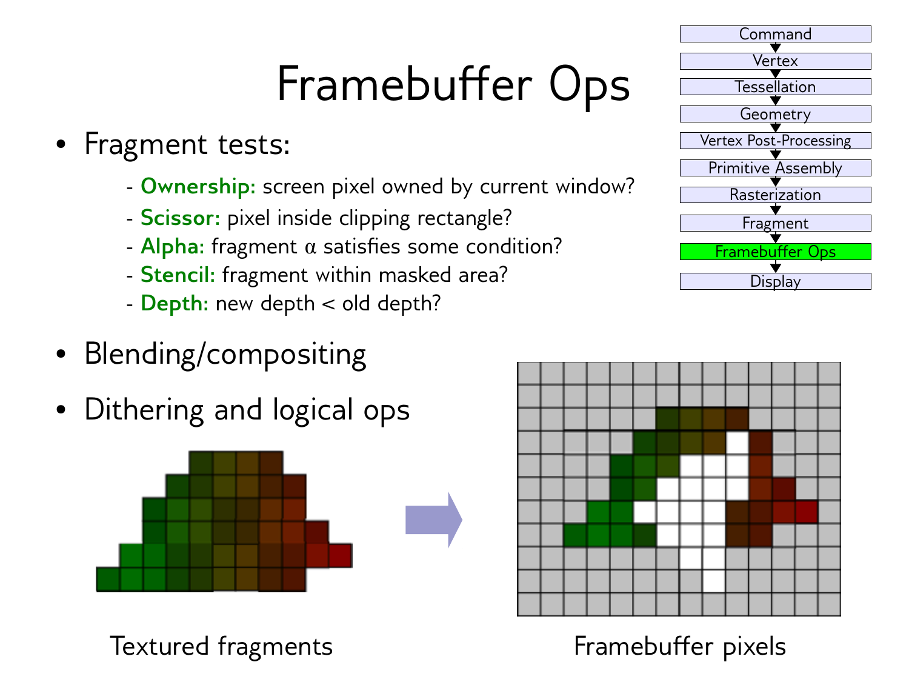# Framebuffer Ops

- Fragment tests:
  - **Ownership:** screen pixel owned by current window?
  - **Scissor:** pixel inside clipping rectangle?
  - **Alpha:** fragment $\alpha$ satisfies some condition?
  - **Stencil:** fragment within masked area?
  - **Depth:** new depth < old depth?
- Blending/compositing
- Dithering and logical ops

Command → Vertex → Tessellation → Geometry → Vertex Post-Processing → Primitive Assembly → Rasterization → Fragment → **Framebuffer Ops** → Display

Textured fragments → Framebuffer pixels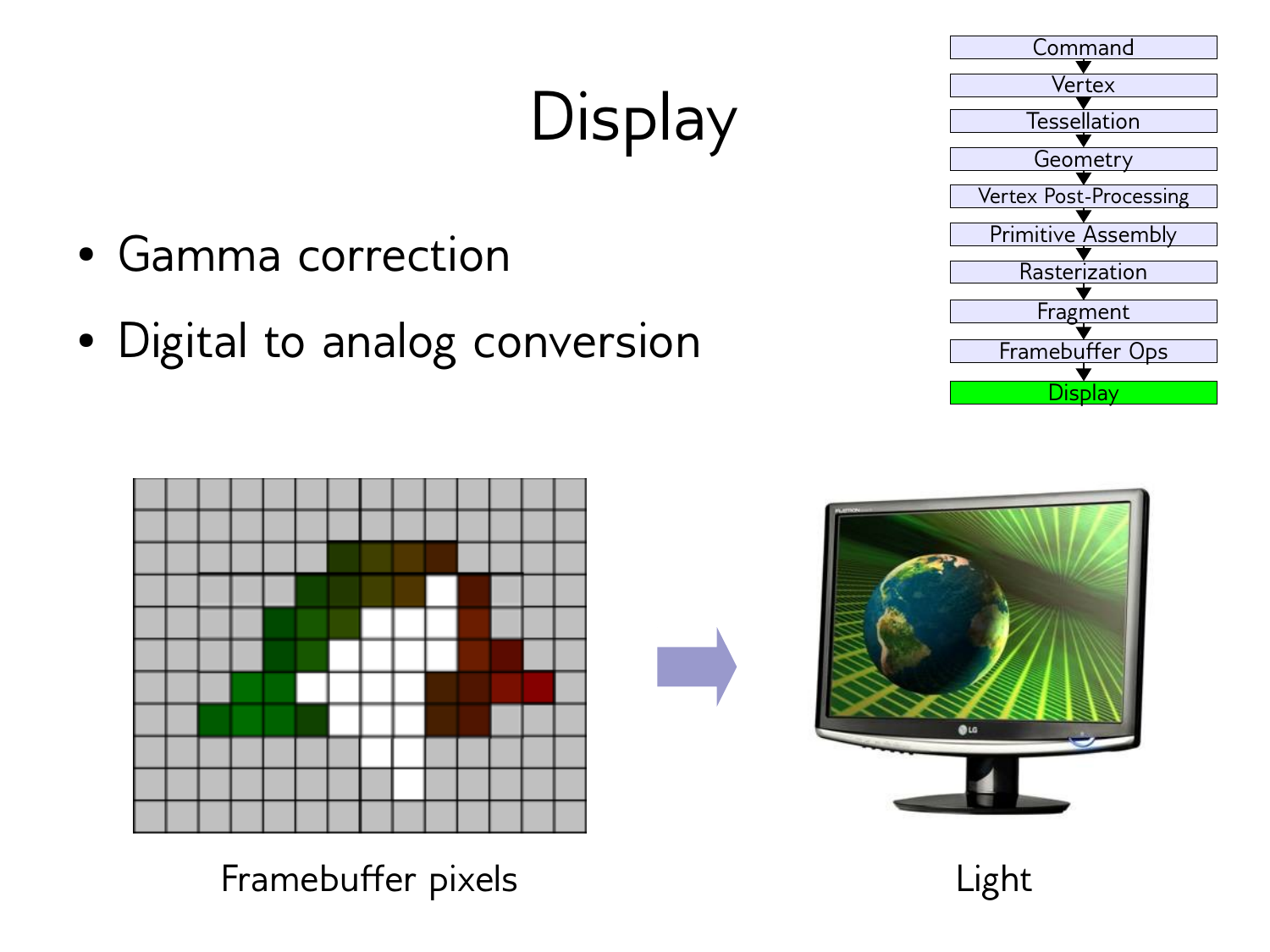# Display

- Gamma correction
- Digital to analog conversion

Command → Vertex → Tessellation → Geometry → Vertex Post-Processing → Primitive Assembly → Rasterization → Fragment → Framebuffer Ops → Display

Framebuffer pixels → Light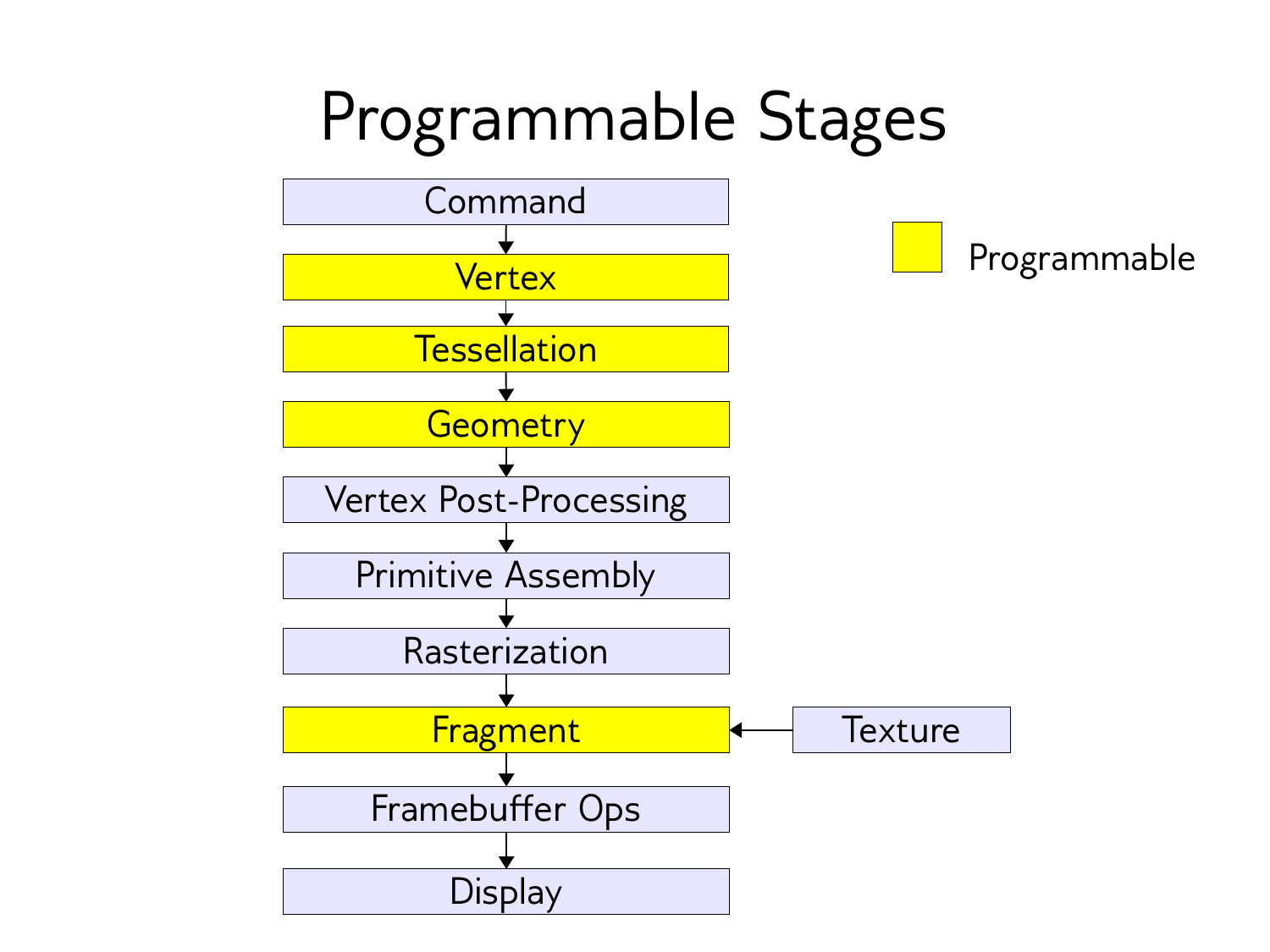# Programmable Stages

- Command
- **Vertex** (Programmable)
- **Tessellation** (Programmable)
- **Geometry** (Programmable)
- Vertex Post-Processing
- Primitive Assembly
- Rasterization
- **Fragment** (Programmable) ← Texture
- Framebuffer Ops
- Display

Legend: Programmable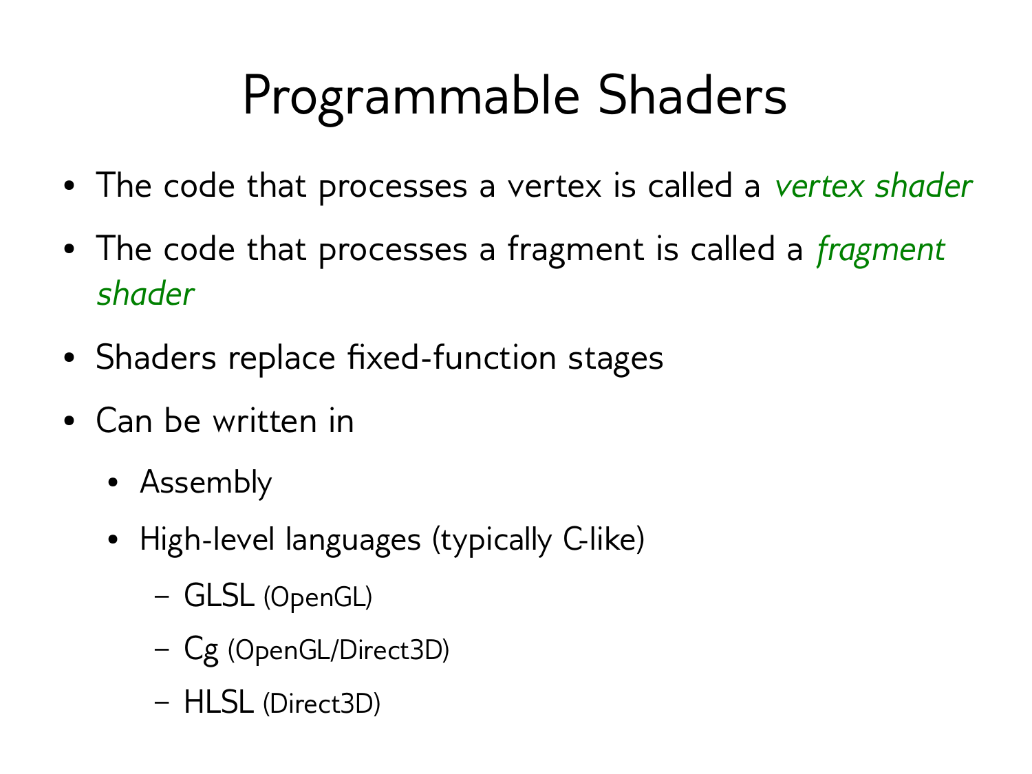# Programmable Shaders

- The code that processes a vertex is called a *vertex shader*
- The code that processes a fragment is called a *fragment shader*
- Shaders replace fixed-function stages
- Can be written in
  - Assembly
  - High-level languages (typically C-like)
    - GLSL (OpenGL)
    - Cg (OpenGL/Direct3D)
    - HLSL (Direct3D)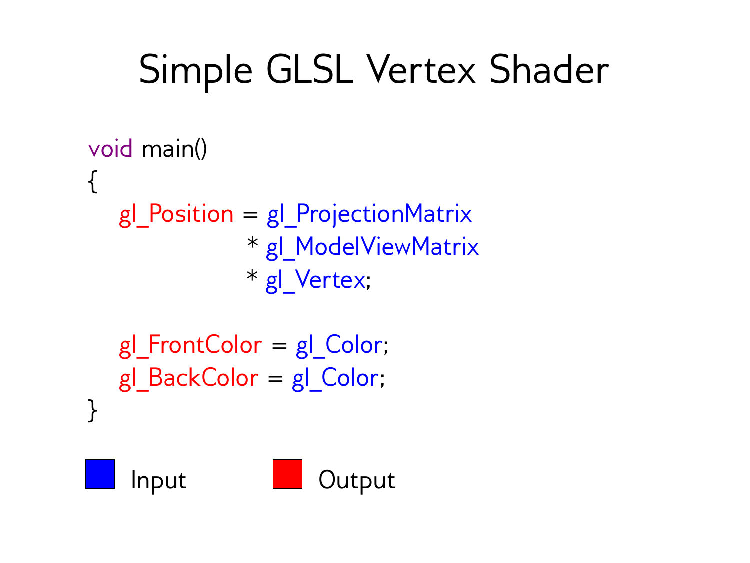# Simple GLSL Vertex Shader

```
void main()
{
    gl_Position = gl_ProjectionMatrix
                * gl_ModelViewMatrix
                * gl_Vertex;

    gl_FrontColor = gl_Color;
    gl_BackColor = gl_Color;
}
```

Input (blue) — Output (red)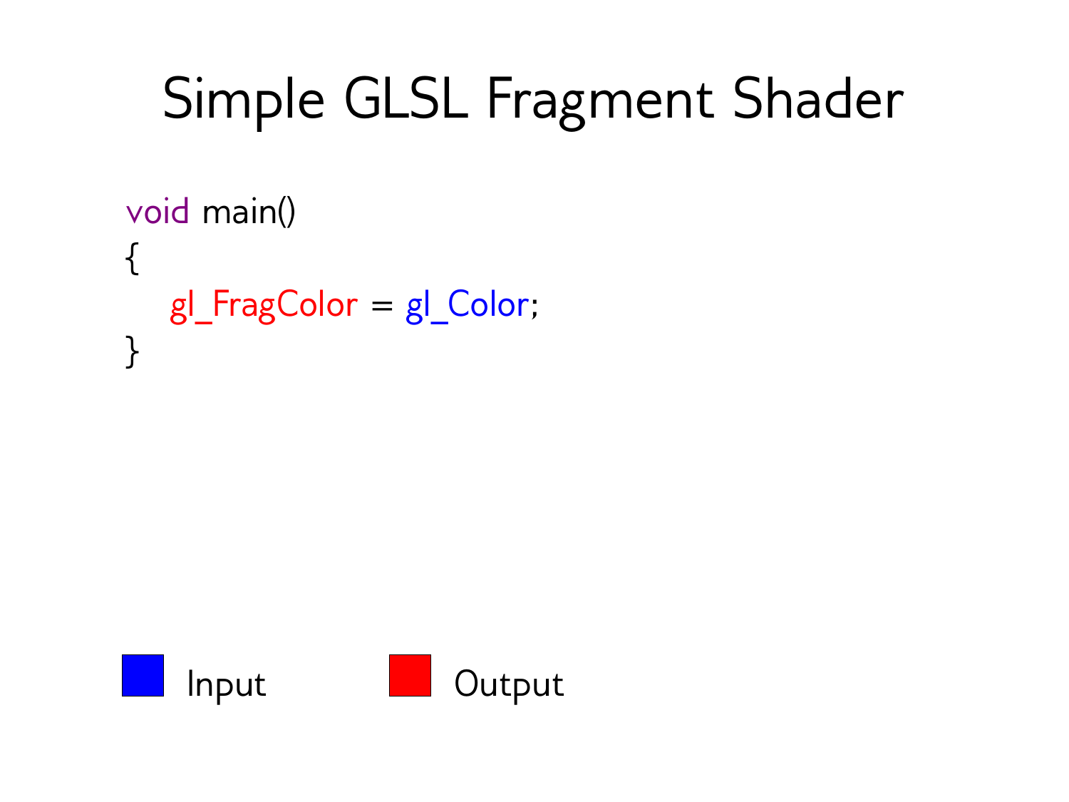# Simple GLSL Fragment Shader

```
void main()
{
    gl_FragColor = gl_Color;
}
```

Input    Output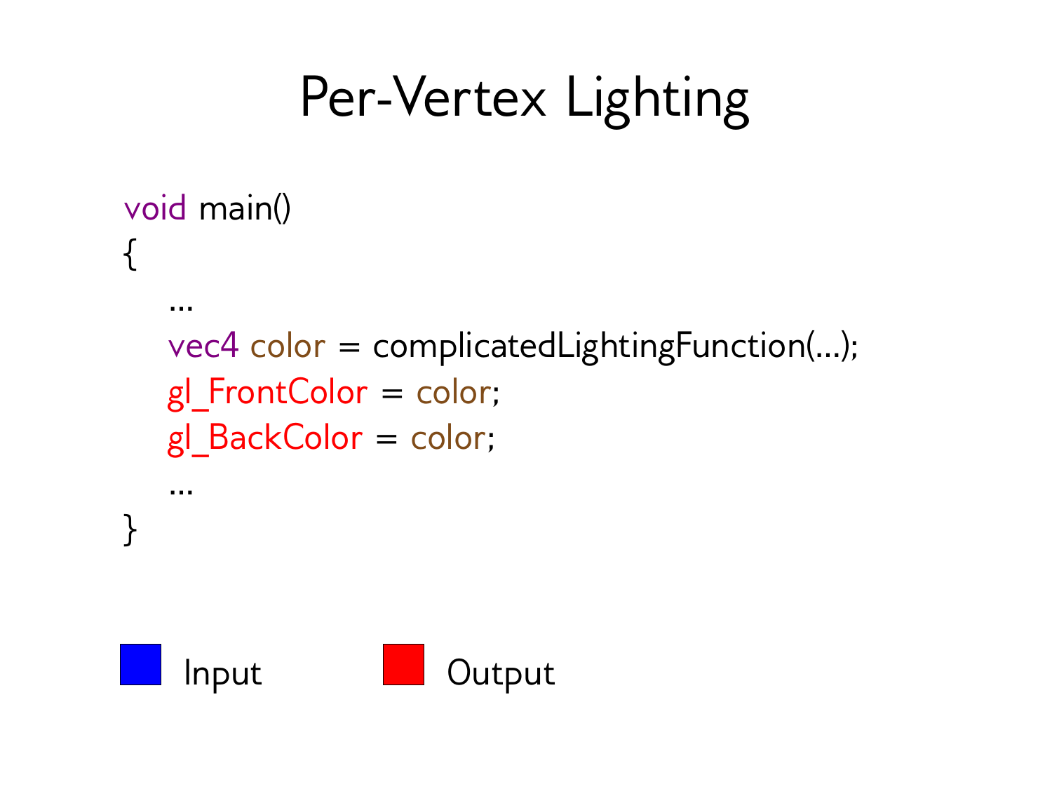# Per-Vertex Lighting

```
void main()
{
    …
    vec4 color = complicatedLightingFunction(…);
    gl_FrontColor = color;
    gl_BackColor = color;
    …
}
```

Input    Output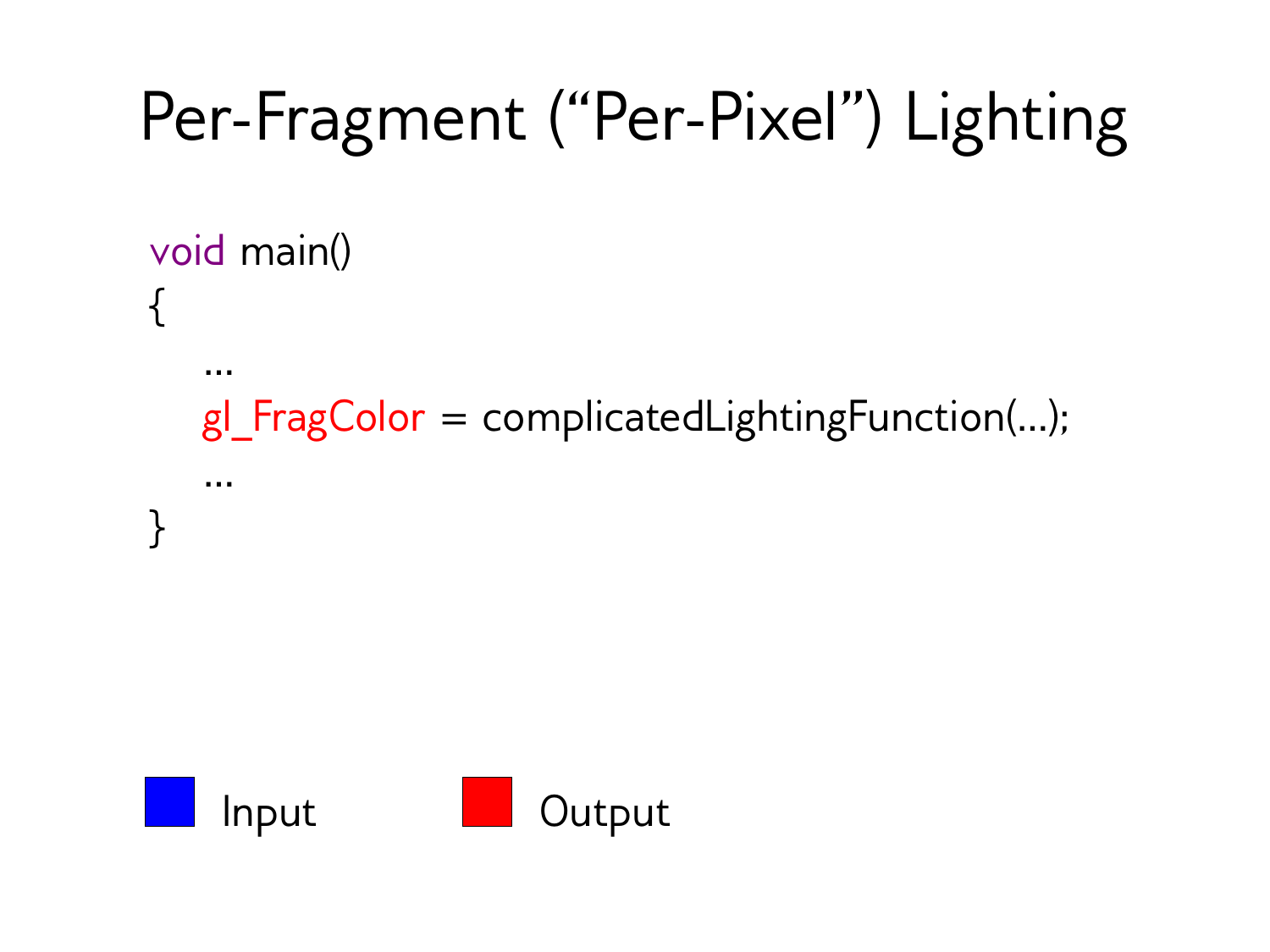# Per-Fragment ("Per-Pixel") Lighting

```
void main()
{
    ...
    gl_FragColor = complicatedLightingFunction(...);
    ...
}
```

Input

Output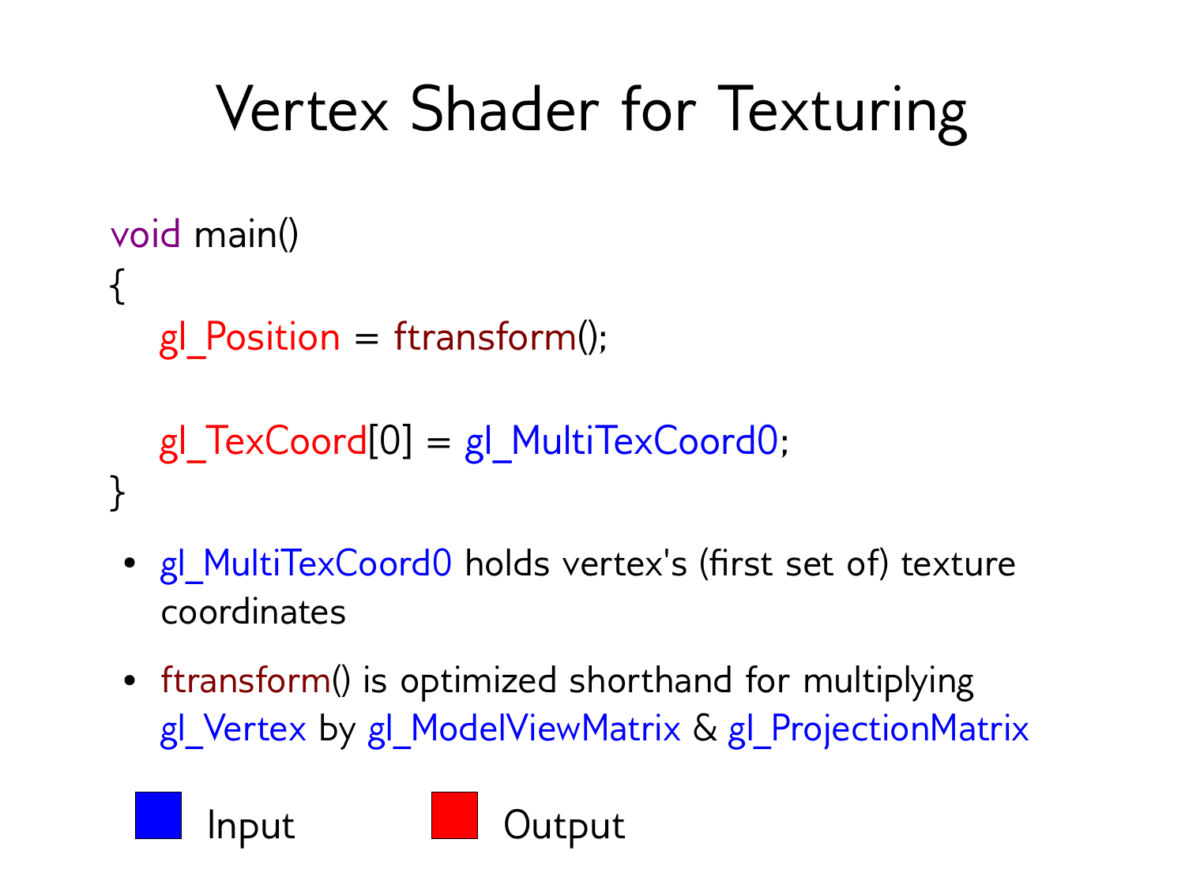# Vertex Shader for Texturing

```
void main()
{
    gl_Position = ftransform();

    gl_TexCoord[0] = gl_MultiTexCoord0;
}
```

- gl_MultiTexCoord0 holds vertex's (first set of) texture coordinates
- ftransform() is optimized shorthand for multiplying gl_Vertex by gl_ModelViewMatrix & gl_ProjectionMatrix

Input    Output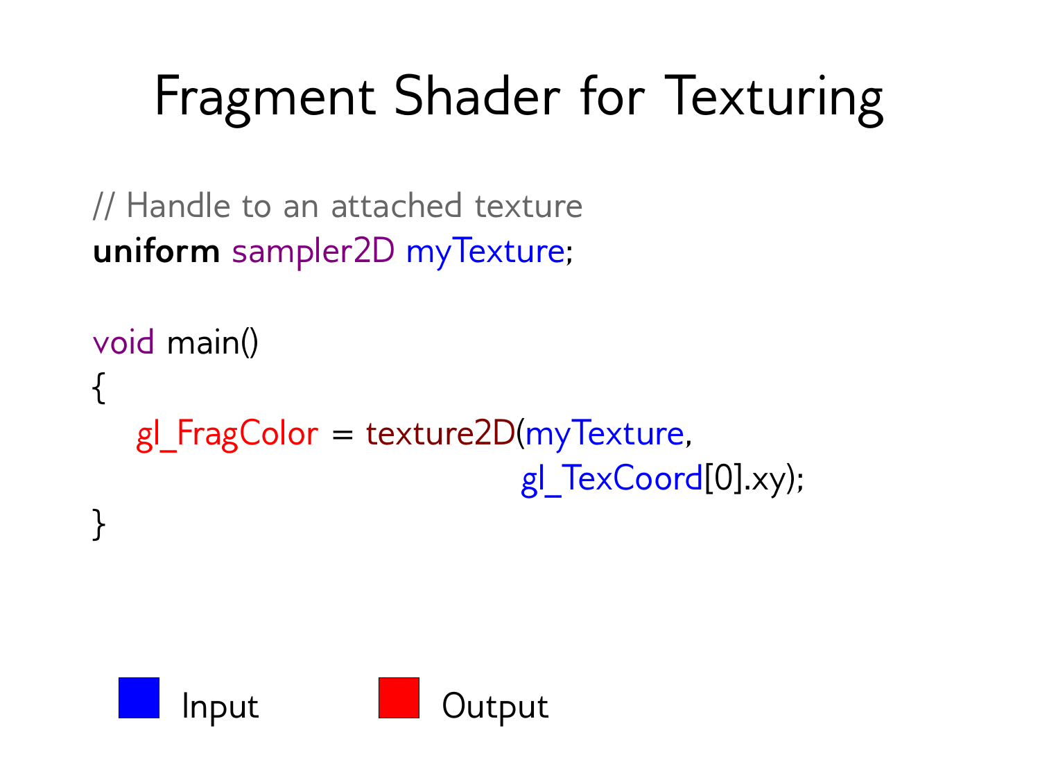# Fragment Shader for Texturing

```
// Handle to an attached texture
uniform sampler2D myTexture;

void main()
{
    gl_FragColor = texture2D(myTexture,
                             gl_TexCoord[0].xy);
}
```

Input Output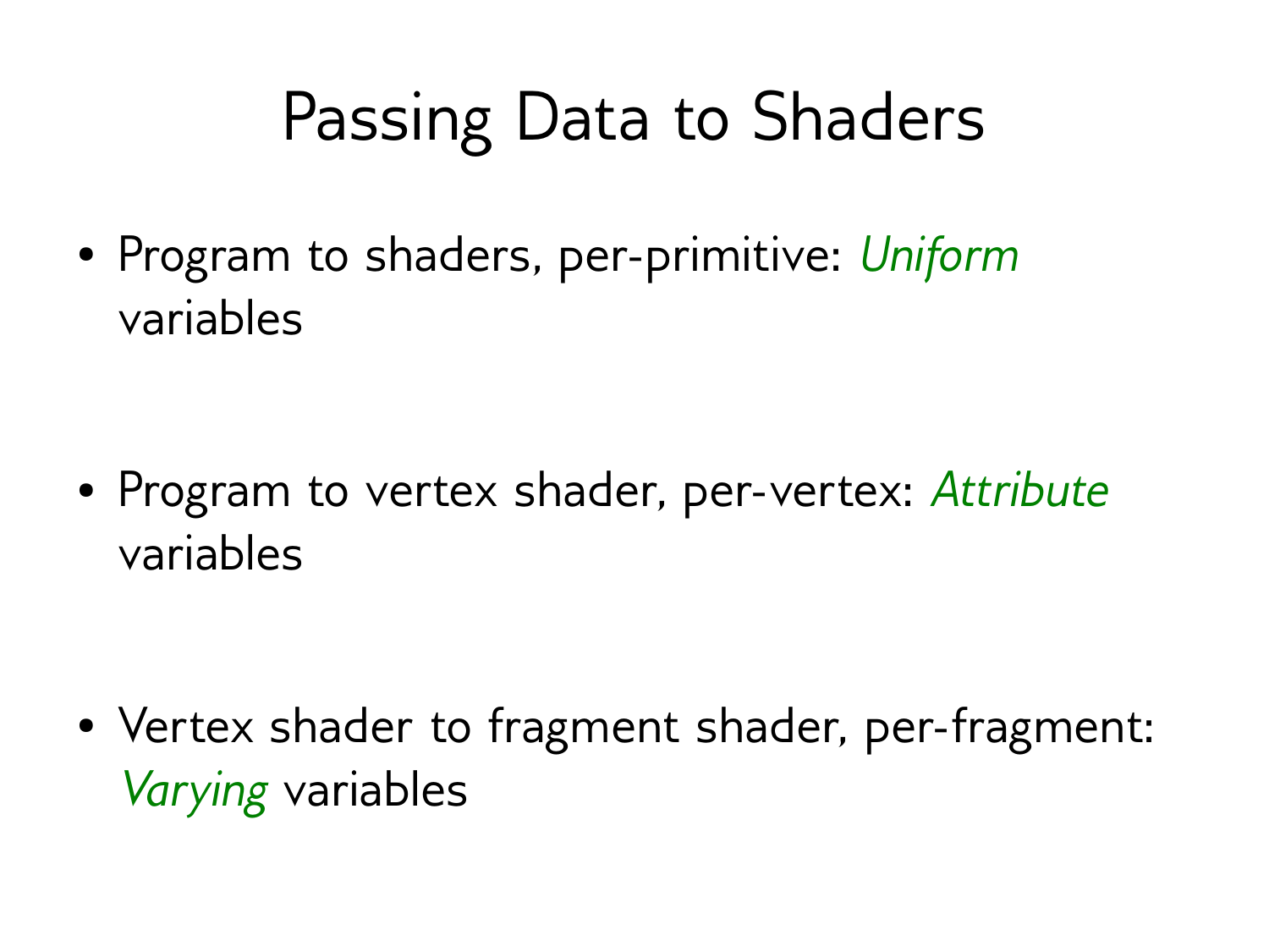# Passing Data to Shaders

- Program to shaders, per-primitive: *Uniform* variables

- Program to vertex shader, per-vertex: *Attribute* variables

- Vertex shader to fragment shader, per-fragment: *Varying* variables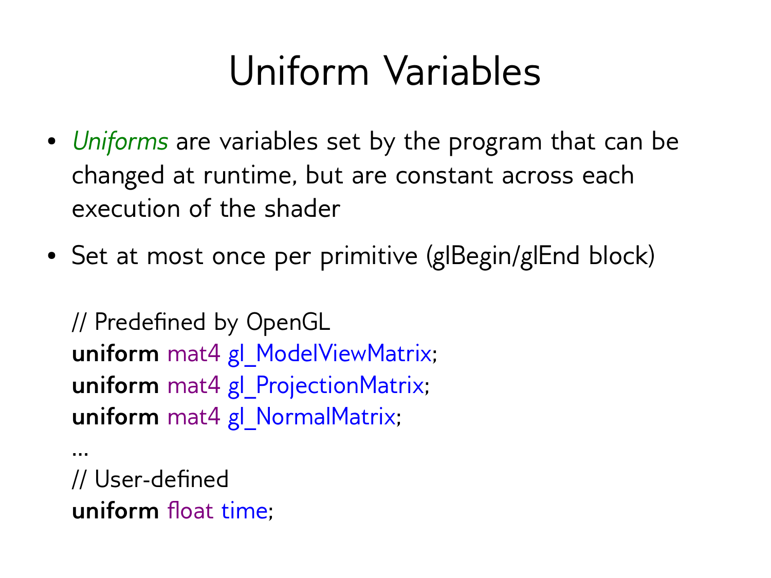# Uniform Variables

- *Uniforms* are variables set by the program that can be changed at runtime, but are constant across each execution of the shader
- Set at most once per primitive (glBegin/glEnd block)

```
// Predefined by OpenGL
uniform mat4 gl_ModelViewMatrix;
uniform mat4 gl_ProjectionMatrix;
uniform mat4 gl_NormalMatrix;
...
// User-defined
uniform float time;
```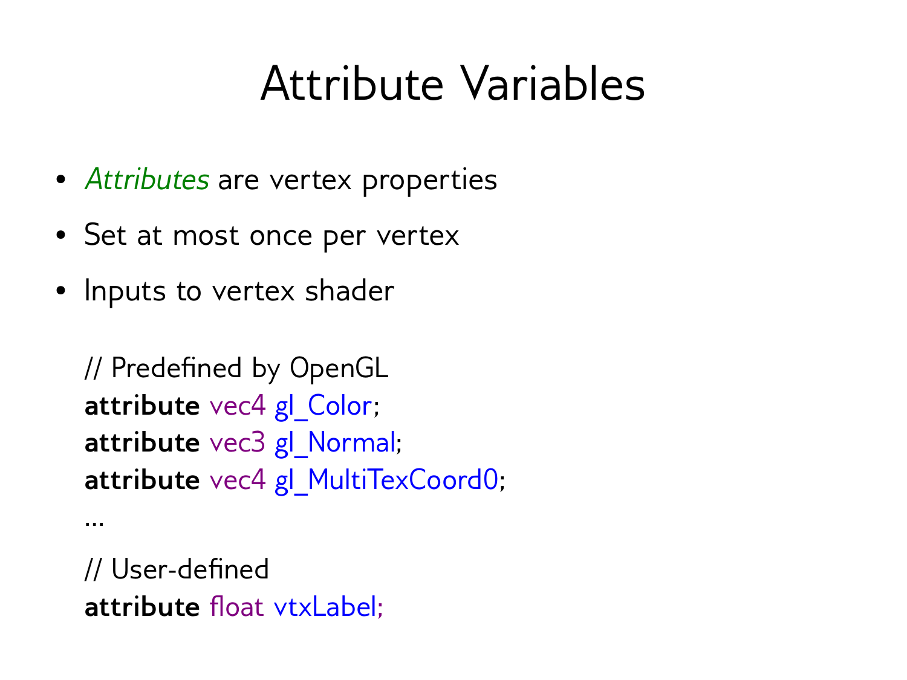# Attribute Variables

- *Attributes* are vertex properties
- Set at most once per vertex
- Inputs to vertex shader

```
// Predefined by OpenGL
attribute vec4 gl_Color;
attribute vec3 gl_Normal;
attribute vec4 gl_MultiTexCoord0;
...

// User-defined
attribute float vtxLabel;
```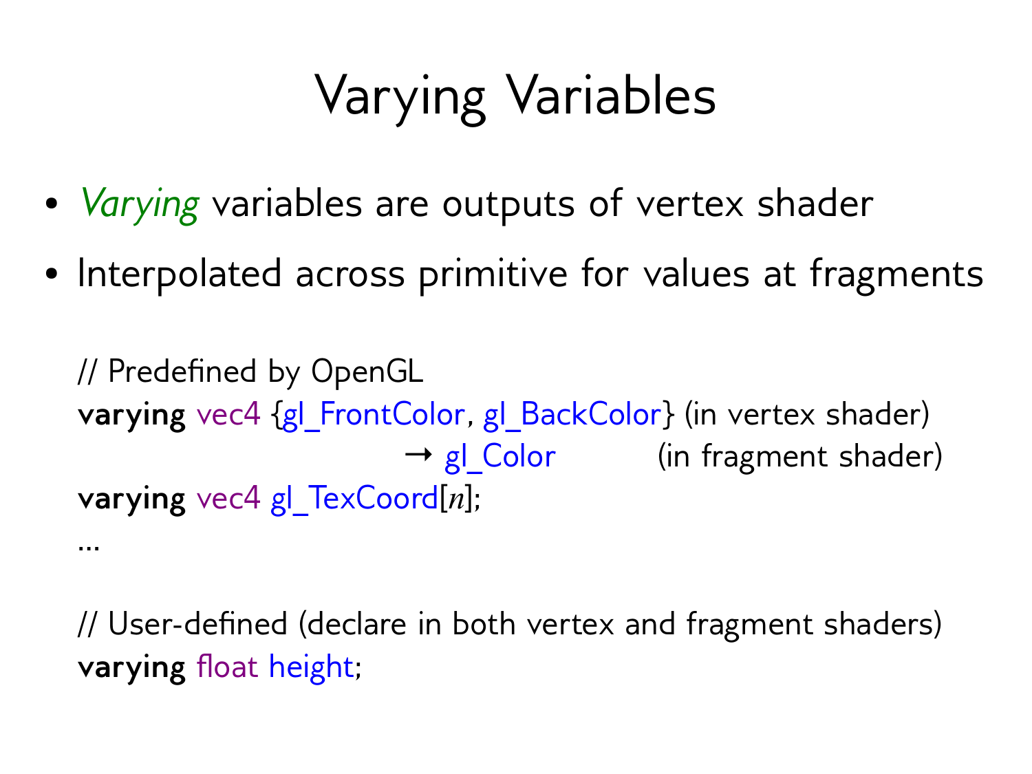# Varying Variables

- *Varying* variables are outputs of vertex shader
- Interpolated across primitive for values at fragments

```
// Predefined by OpenGL
varying vec4 {gl_FrontColor, gl_BackColor} (in vertex shader)
                        → gl_Color          (in fragment shader)
varying vec4 gl_TexCoord[n];
...

// User-defined (declare in both vertex and fragment shaders)
varying float height;
```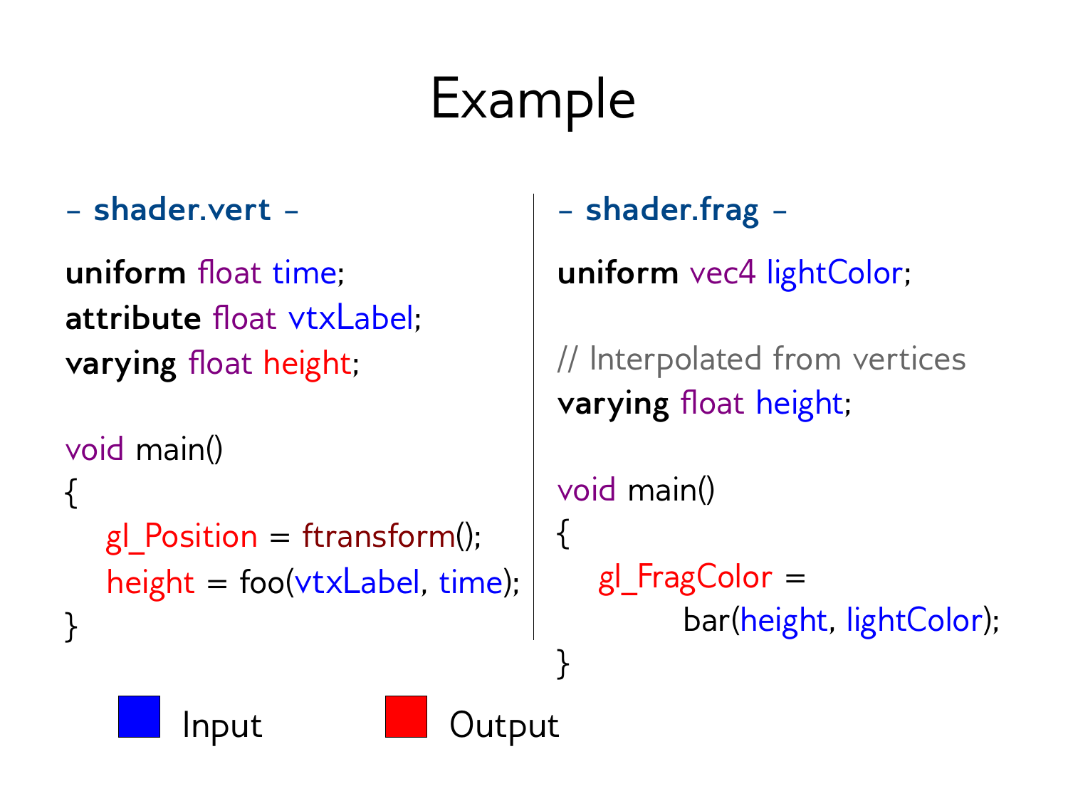# Example

**– shader.vert –**

```
uniform float time;
attribute float vtxLabel;
varying float height;

void main()
{
    gl_Position = ftransform();
    height = foo(vtxLabel, time);
}
```

**– shader.frag –**

```
uniform vec4 lightColor;

// Interpolated from vertices
varying float height;

void main()
{
    gl_FragColor =
            bar(height, lightColor);
}
```

Input (blue) — Output (red)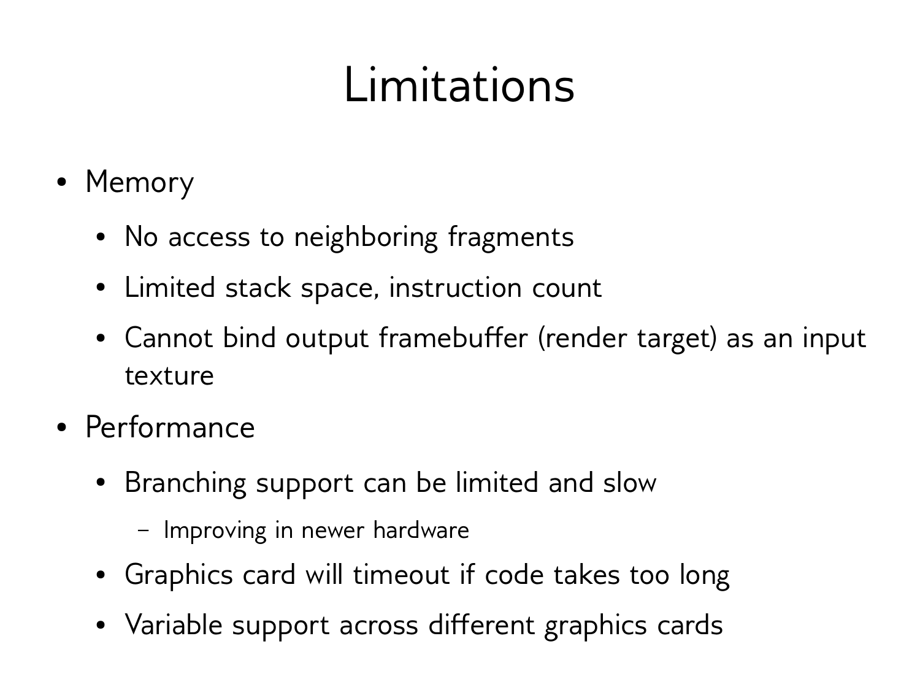# Limitations

- Memory
  - No access to neighboring fragments
  - Limited stack space, instruction count
  - Cannot bind output framebuffer (render target) as an input texture
- Performance
  - Branching support can be limited and slow
    - Improving in newer hardware
  - Graphics card will timeout if code takes too long
  - Variable support across different graphics cards